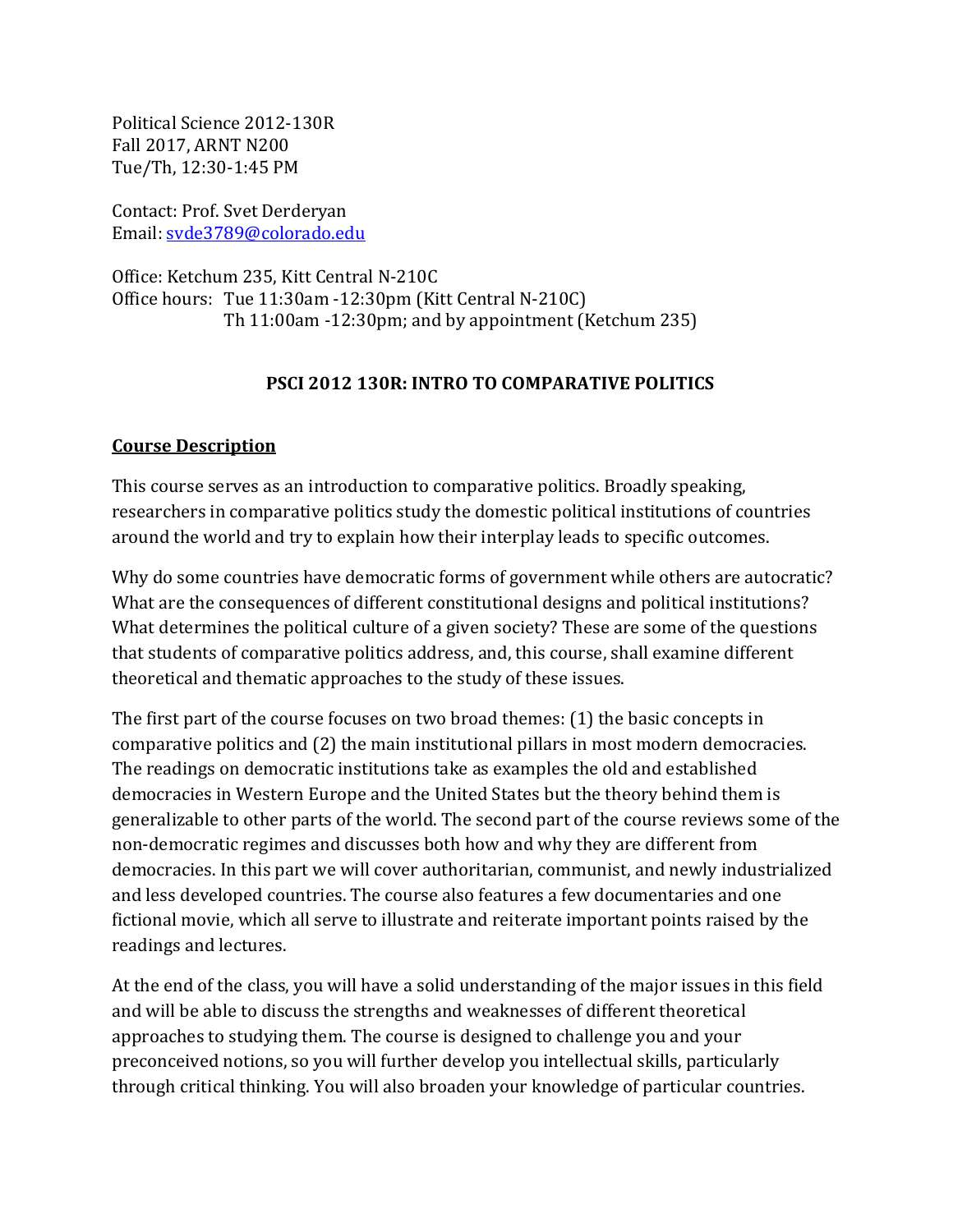Political Science 2012-130R
Fall 2017, ARNT N200
Tue/Th, 12:30-1:45 PM

Contact: Prof. Svet Derderyan
Email: [svde3789@colorado.edu](mailto:svde3789@colorado.edu)

Office: Ketchum 235, Kitt Central N-210C
Office hours: Tue 11:30am -12:30pm (Kitt Central N-210C)
Th 11:00am -12:30pm; and by appointment (Ketchum 235)

## PSCI 2012 130R: INTRO TO COMPARATIVE POLITICS

### Course Description

This course serves as an introduction to comparative politics. Broadly speaking, researchers in comparative politics study the domestic political institutions of countries around the world and try to explain how their interplay leads to specific outcomes.

Why do some countries have democratic forms of government while others are autocratic? What are the consequences of different constitutional designs and political institutions? What determines the political culture of a given society? These are some of the questions that students of comparative politics address, and, this course, shall examine different theoretical and thematic approaches to the study of these issues.

The first part of the course focuses on two broad themes: (1) the basic concepts in comparative politics and (2) the main institutional pillars in most modern democracies. The readings on democratic institutions take as examples the old and established democracies in Western Europe and the United States but the theory behind them is generalizable to other parts of the world. The second part of the course reviews some of the non-democratic regimes and discusses both how and why they are different from democracies. In this part we will cover authoritarian, communist, and newly industrialized and less developed countries. The course also features a few documentaries and one fictional movie, which all serve to illustrate and reiterate important points raised by the readings and lectures.

At the end of the class, you will have a solid understanding of the major issues in this field and will be able to discuss the strengths and weaknesses of different theoretical approaches to studying them. The course is designed to challenge you and your preconceived notions, so you will further develop you intellectual skills, particularly through critical thinking. You will also broaden your knowledge of particular countries.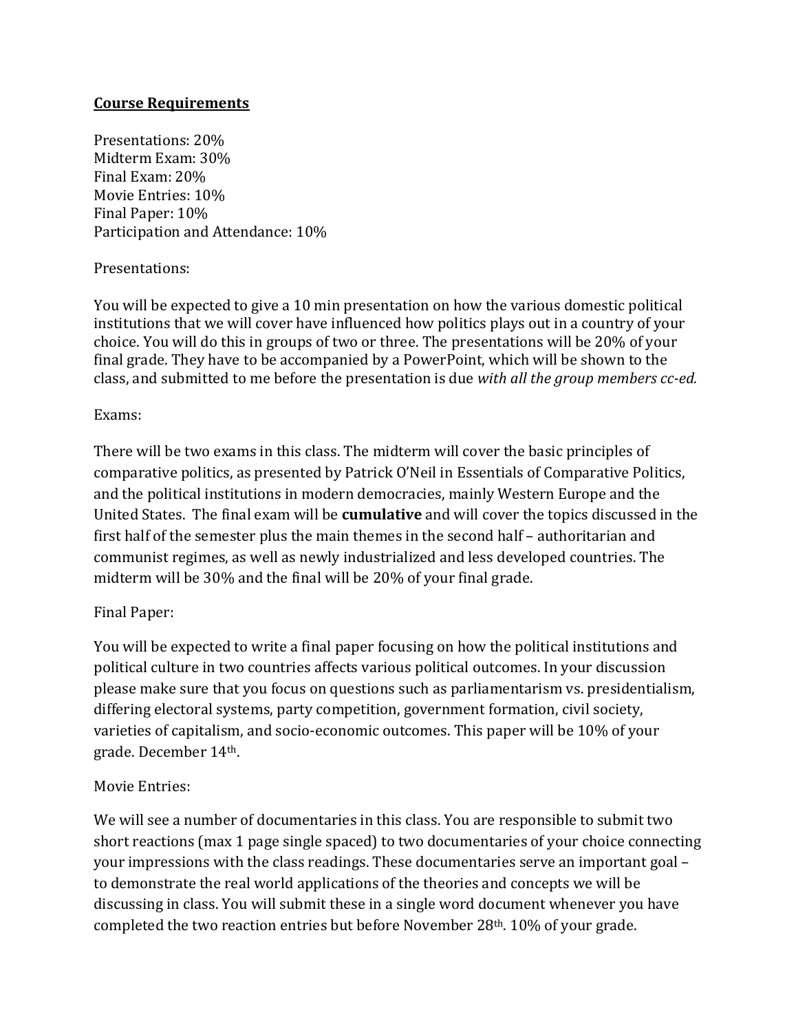**<u>Course Requirements</u>**

Presentations: 20%
Midterm Exam: 30%
Final Exam: 20%
Movie Entries: 10%
Final Paper: 10%
Participation and Attendance: 10%

Presentations:

You will be expected to give a 10 min presentation on how the various domestic political institutions that we will cover have influenced how politics plays out in a country of your choice. You will do this in groups of two or three. The presentations will be 20% of your final grade. They have to be accompanied by a PowerPoint, which will be shown to the class, and submitted to me before the presentation is due *with all the group members cc-ed.*

Exams:

There will be two exams in this class. The midterm will cover the basic principles of comparative politics, as presented by Patrick O'Neil in Essentials of Comparative Politics, and the political institutions in modern democracies, mainly Western Europe and the United States. The final exam will be **cumulative** and will cover the topics discussed in the first half of the semester plus the main themes in the second half – authoritarian and communist regimes, as well as newly industrialized and less developed countries. The midterm will be 30% and the final will be 20% of your final grade.

Final Paper:

You will be expected to write a final paper focusing on how the political institutions and political culture in two countries affects various political outcomes. In your discussion please make sure that you focus on questions such as parliamentarism vs. presidentialism, differing electoral systems, party competition, government formation, civil society, varieties of capitalism, and socio-economic outcomes. This paper will be 10% of your grade. December 14th.

Movie Entries:

We will see a number of documentaries in this class. You are responsible to submit two short reactions (max 1 page single spaced) to two documentaries of your choice connecting your impressions with the class readings. These documentaries serve an important goal – to demonstrate the real world applications of the theories and concepts we will be discussing in class. You will submit these in a single word document whenever you have completed the two reaction entries but before November 28th. 10% of your grade.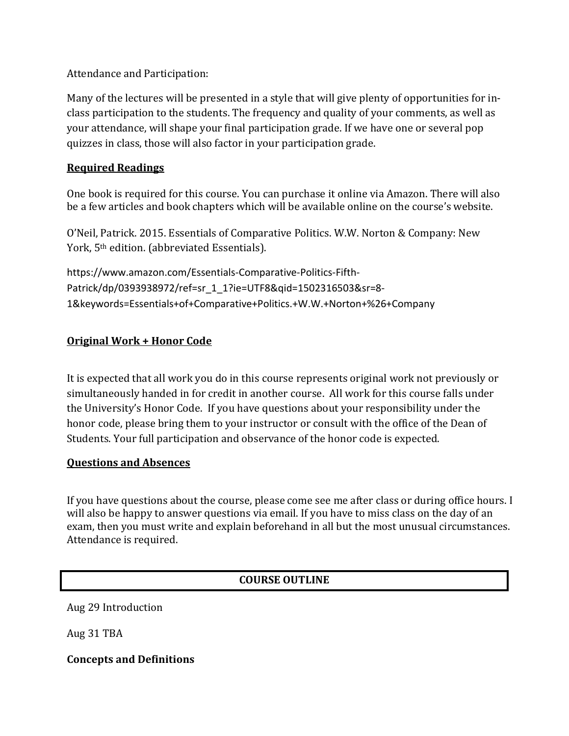Attendance and Participation:

Many of the lectures will be presented in a style that will give plenty of opportunities for in-class participation to the students. The frequency and quality of your comments, as well as your attendance, will shape your final participation grade. If we have one or several pop quizzes in class, those will also factor in your participation grade.

## **Required Readings**

One book is required for this course. You can purchase it online via Amazon. There will also be a few articles and book chapters which will be available online on the course's website.

O'Neil, Patrick. 2015. Essentials of Comparative Politics. W.W. Norton & Company: New York, 5th edition. (abbreviated Essentials).

https://www.amazon.com/Essentials-Comparative-Politics-Fifth-Patrick/dp/0393938972/ref=sr_1_1?ie=UTF8&qid=1502316503&sr=8-1&keywords=Essentials+of+Comparative+Politics.+W.W.+Norton+%26+Company

## **Original Work + Honor Code**

It is expected that all work you do in this course represents original work not previously or simultaneously handed in for credit in another course. All work for this course falls under the University's Honor Code. If you have questions about your responsibility under the honor code, please bring them to your instructor or consult with the office of the Dean of Students. Your full participation and observance of the honor code is expected.

## **Questions and Absences**

If you have questions about the course, please come see me after class or during office hours. I will also be happy to answer questions via email. If you have to miss class on the day of an exam, then you must write and explain beforehand in all but the most unusual circumstances. Attendance is required.

## **COURSE OUTLINE**

Aug 29 Introduction

Aug 31 TBA

### **Concepts and Definitions**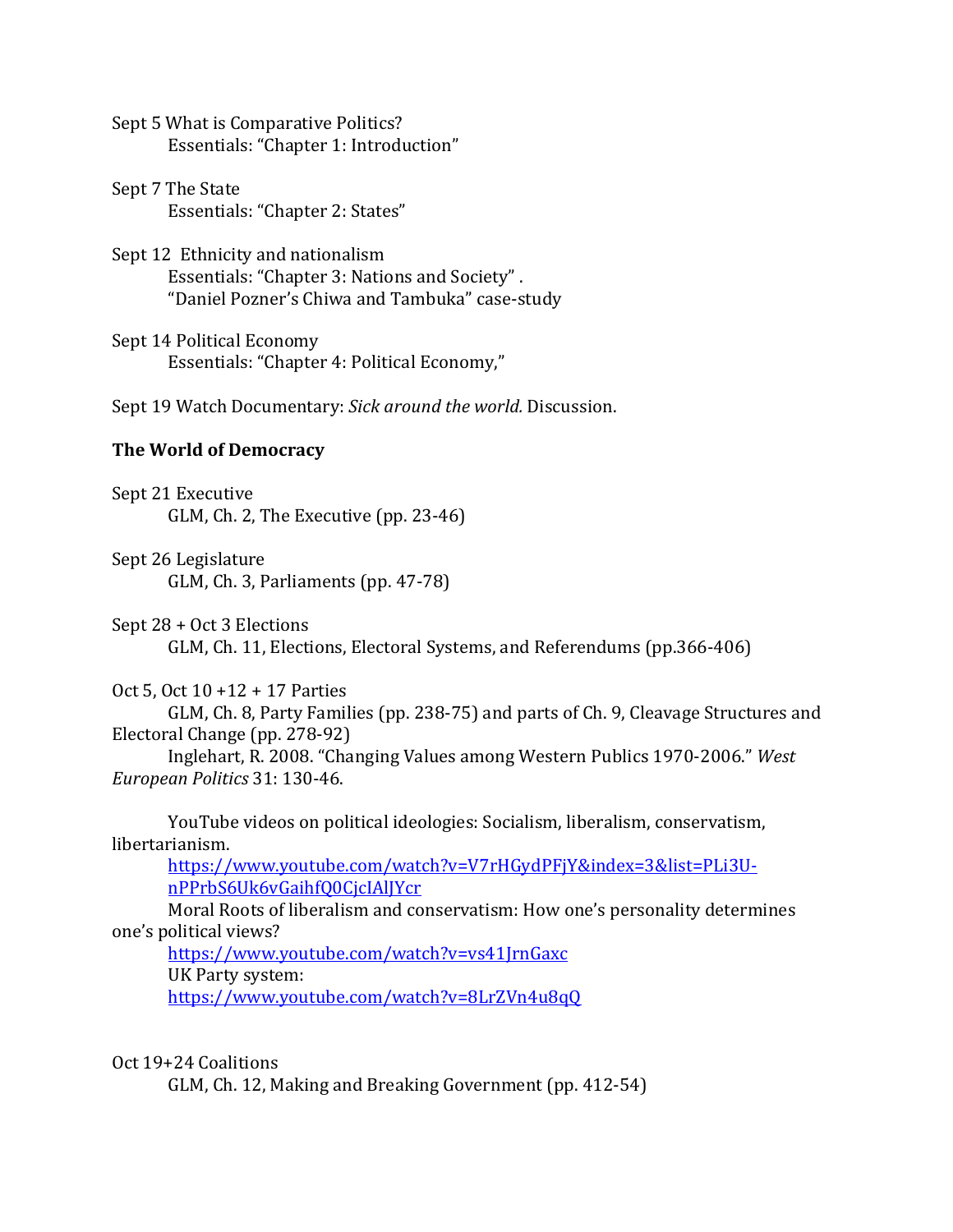Sept 5 What is Comparative Politics?
    Essentials: "Chapter 1: Introduction"

Sept 7 The State
    Essentials: "Chapter 2: States"

Sept 12 Ethnicity and nationalism
    Essentials: "Chapter 3: Nations and Society" .
    "Daniel Pozner's Chiwa and Tambuka" case-study

Sept 14 Political Economy
    Essentials: "Chapter 4: Political Economy,"

Sept 19 Watch Documentary: *Sick around the world.* Discussion.

**The World of Democracy**

Sept 21 Executive
    GLM, Ch. 2, The Executive (pp. 23-46)

Sept 26 Legislature
    GLM, Ch. 3, Parliaments (pp. 47-78)

Sept 28 + Oct 3 Elections
    GLM, Ch. 11, Elections, Electoral Systems, and Referendums (pp.366-406)

Oct 5, Oct 10 +12 + 17 Parties
    GLM, Ch. 8, Party Families (pp. 238-75) and parts of Ch. 9, Cleavage Structures and Electoral Change (pp. 278-92)
    Inglehart, R. 2008. "Changing Values among Western Publics 1970-2006." *West European Politics* 31: 130-46.

    YouTube videos on political ideologies: Socialism, liberalism, conservatism, libertarianism.
    https://www.youtube.com/watch?v=V7rHGydPFjY&index=3&list=PLi3U-nPPrbS6Uk6vGaihfQ0CjcIAlJYcr
    Moral Roots of liberalism and conservatism: How one's personality determines one's political views?
    https://www.youtube.com/watch?v=vs41JrnGaxc
    UK Party system:
    https://www.youtube.com/watch?v=8LrZVn4u8qQ

Oct 19+24 Coalitions
    GLM, Ch. 12, Making and Breaking Government (pp. 412-54)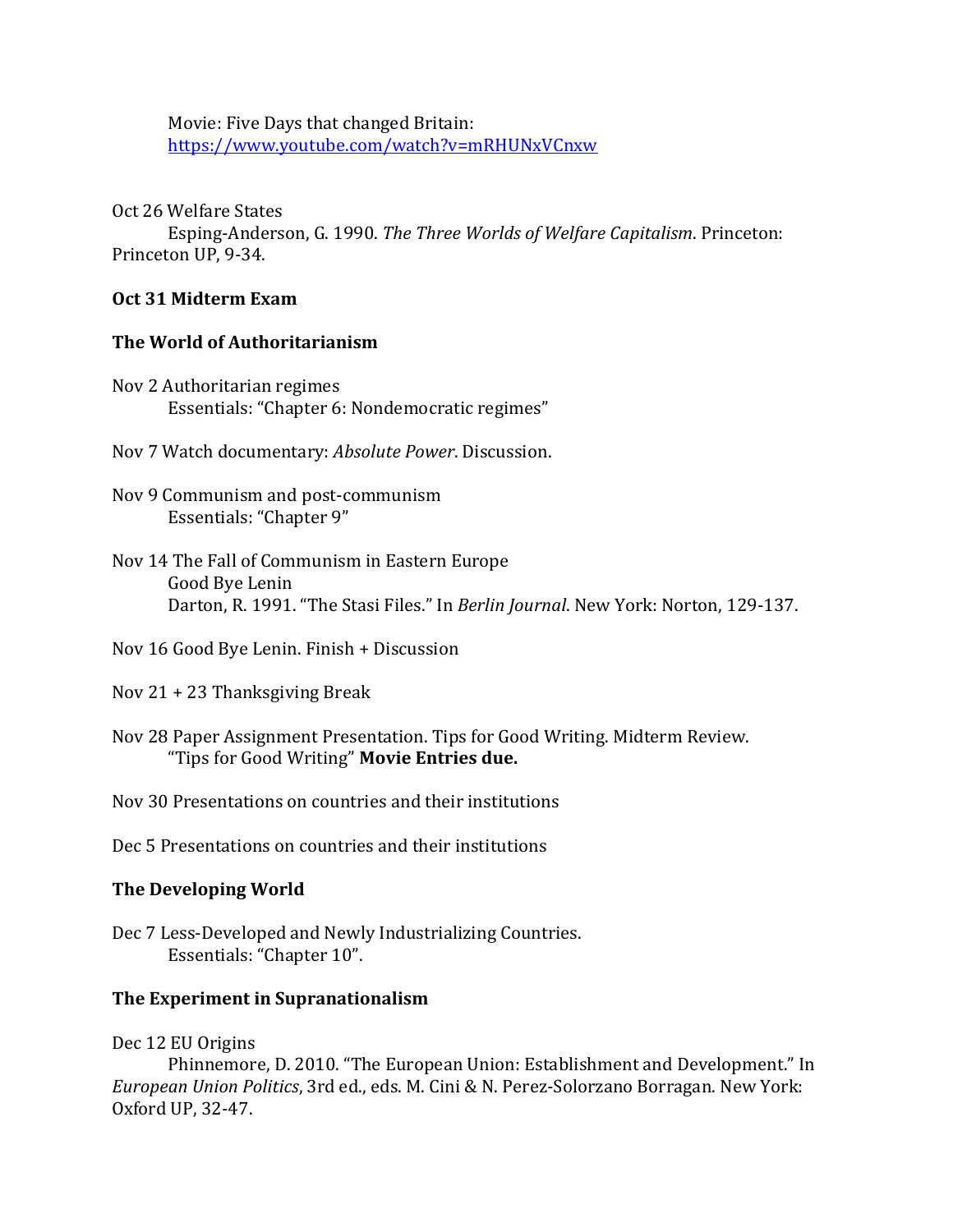Movie: Five Days that changed Britain: [https://www.youtube.com/watch?v=mRHUNxVCnxw](https://www.youtube.com/watch?v=mRHUNxVCnxw)

Oct 26 Welfare States
Esping-Anderson, G. 1990. *The Three Worlds of Welfare Capitalism*. Princeton: Princeton UP, 9-34.

**Oct 31 Midterm Exam**

**The World of Authoritarianism**

Nov 2 Authoritarian regimes
Essentials: "Chapter 6: Nondemocratic regimes"

Nov 7 Watch documentary: *Absolute Power*. Discussion.

Nov 9 Communism and post-communism
Essentials: "Chapter 9"

Nov 14 The Fall of Communism in Eastern Europe
Good Bye Lenin
Darton, R. 1991. "The Stasi Files." In *Berlin Journal*. New York: Norton, 129-137.

Nov 16 Good Bye Lenin. Finish + Discussion

Nov 21 + 23 Thanksgiving Break

Nov 28 Paper Assignment Presentation. Tips for Good Writing. Midterm Review.
"Tips for Good Writing" **Movie Entries due.**

Nov 30 Presentations on countries and their institutions

Dec 5 Presentations on countries and their institutions

**The Developing World**

Dec 7 Less-Developed and Newly Industrializing Countries.
Essentials: "Chapter 10".

**The Experiment in Supranationalism**

Dec 12 EU Origins
Phinnemore, D. 2010. "The European Union: Establishment and Development." In *European Union Politics*, 3rd ed., eds. M. Cini & N. Perez-Solorzano Borragan. New York: Oxford UP, 32-47.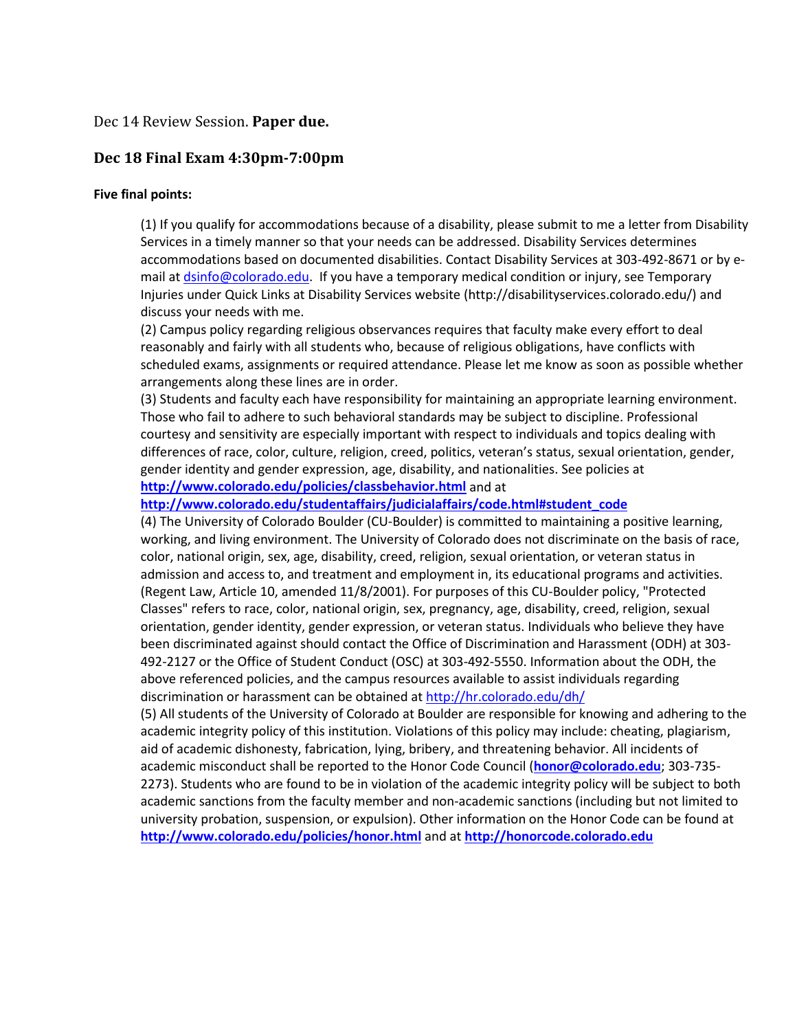Dec 14 Review Session. **Paper due.**

**Dec 18 Final Exam 4:30pm-7:00pm**

**Five final points:**

(1) If you qualify for accommodations because of a disability, please submit to me a letter from Disability Services in a timely manner so that your needs can be addressed. Disability Services determines accommodations based on documented disabilities. Contact Disability Services at 303-492-8671 or by e-mail at dsinfo@colorado.edu. If you have a temporary medical condition or injury, see Temporary Injuries under Quick Links at Disability Services website (http://disabilityservices.colorado.edu/) and discuss your needs with me.

(2) Campus policy regarding religious observances requires that faculty make every effort to deal reasonably and fairly with all students who, because of religious obligations, have conflicts with scheduled exams, assignments or required attendance. Please let me know as soon as possible whether arrangements along these lines are in order.

(3) Students and faculty each have responsibility for maintaining an appropriate learning environment. Those who fail to adhere to such behavioral standards may be subject to discipline. Professional courtesy and sensitivity are especially important with respect to individuals and topics dealing with differences of race, color, culture, religion, creed, politics, veteran's status, sexual orientation, gender, gender identity and gender expression, age, disability, and nationalities. See policies at **http://www.colorado.edu/policies/classbehavior.html** and at **http://www.colorado.edu/studentaffairs/judicialaffairs/code.html#student_code**

(4) The University of Colorado Boulder (CU-Boulder) is committed to maintaining a positive learning, working, and living environment. The University of Colorado does not discriminate on the basis of race, color, national origin, sex, age, disability, creed, religion, sexual orientation, or veteran status in admission and access to, and treatment and employment in, its educational programs and activities. (Regent Law, Article 10, amended 11/8/2001). For purposes of this CU-Boulder policy, "Protected Classes" refers to race, color, national origin, sex, pregnancy, age, disability, creed, religion, sexual orientation, gender identity, gender expression, or veteran status. Individuals who believe they have been discriminated against should contact the Office of Discrimination and Harassment (ODH) at 303-492-2127 or the Office of Student Conduct (OSC) at 303-492-5550. Information about the ODH, the above referenced policies, and the campus resources available to assist individuals regarding discrimination or harassment can be obtained at http://hr.colorado.edu/dh/

(5) All students of the University of Colorado at Boulder are responsible for knowing and adhering to the academic integrity policy of this institution. Violations of this policy may include: cheating, plagiarism, aid of academic dishonesty, fabrication, lying, bribery, and threatening behavior. All incidents of academic misconduct shall be reported to the Honor Code Council (**honor@colorado.edu**; 303-735-2273). Students who are found to be in violation of the academic integrity policy will be subject to both academic sanctions from the faculty member and non-academic sanctions (including but not limited to university probation, suspension, or expulsion). Other information on the Honor Code can be found at **http://www.colorado.edu/policies/honor.html** and at **http://honorcode.colorado.edu**